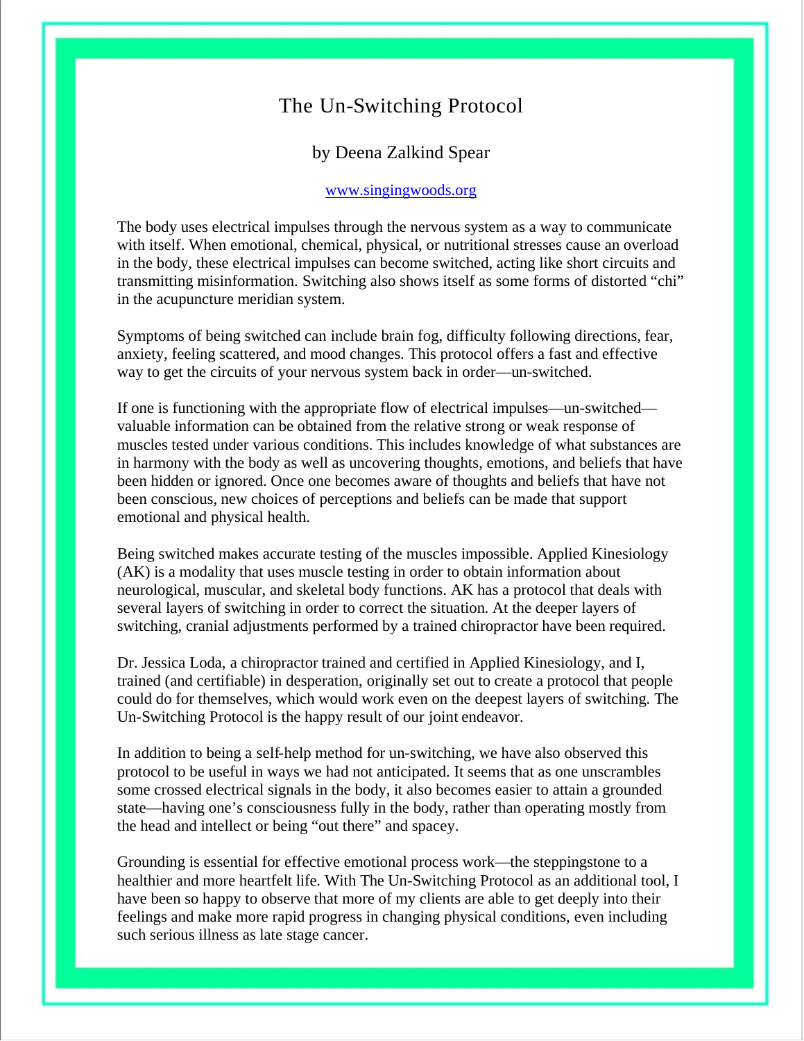# The Un-Switching Protocol

by Deena Zalkind Spear

[www.singingwoods.org](http://www.singingwoods.org)

The body uses electrical impulses through the nervous system as a way to communicate with itself. When emotional, chemical, physical, or nutritional stresses cause an overload in the body, these electrical impulses can become switched, acting like short circuits and transmitting misinformation. Switching also shows itself as some forms of distorted "chi" in the acupuncture meridian system.

Symptoms of being switched can include brain fog, difficulty following directions, fear, anxiety, feeling scattered, and mood changes. This protocol offers a fast and effective way to get the circuits of your nervous system back in order—un-switched.

If one is functioning with the appropriate flow of electrical impulses—un-switched—valuable information can be obtained from the relative strong or weak response of muscles tested under various conditions. This includes knowledge of what substances are in harmony with the body as well as uncovering thoughts, emotions, and beliefs that have been hidden or ignored. Once one becomes aware of thoughts and beliefs that have not been conscious, new choices of perceptions and beliefs can be made that support emotional and physical health.

Being switched makes accurate testing of the muscles impossible. Applied Kinesiology (AK) is a modality that uses muscle testing in order to obtain information about neurological, muscular, and skeletal body functions. AK has a protocol that deals with several layers of switching in order to correct the situation. At the deeper layers of switching, cranial adjustments performed by a trained chiropractor have been required.

Dr. Jessica Loda, a chiropractor trained and certified in Applied Kinesiology, and I, trained (and certifiable) in desperation, originally set out to create a protocol that people could do for themselves, which would work even on the deepest layers of switching. The Un-Switching Protocol is the happy result of our joint endeavor.

In addition to being a self-help method for un-switching, we have also observed this protocol to be useful in ways we had not anticipated. It seems that as one unscrambles some crossed electrical signals in the body, it also becomes easier to attain a grounded state—having one's consciousness fully in the body, rather than operating mostly from the head and intellect or being "out there" and spacey.

Grounding is essential for effective emotional process work—the steppingstone to a healthier and more heartfelt life. With The Un-Switching Protocol as an additional tool, I have been so happy to observe that more of my clients are able to get deeply into their feelings and make more rapid progress in changing physical conditions, even including such serious illness as late stage cancer.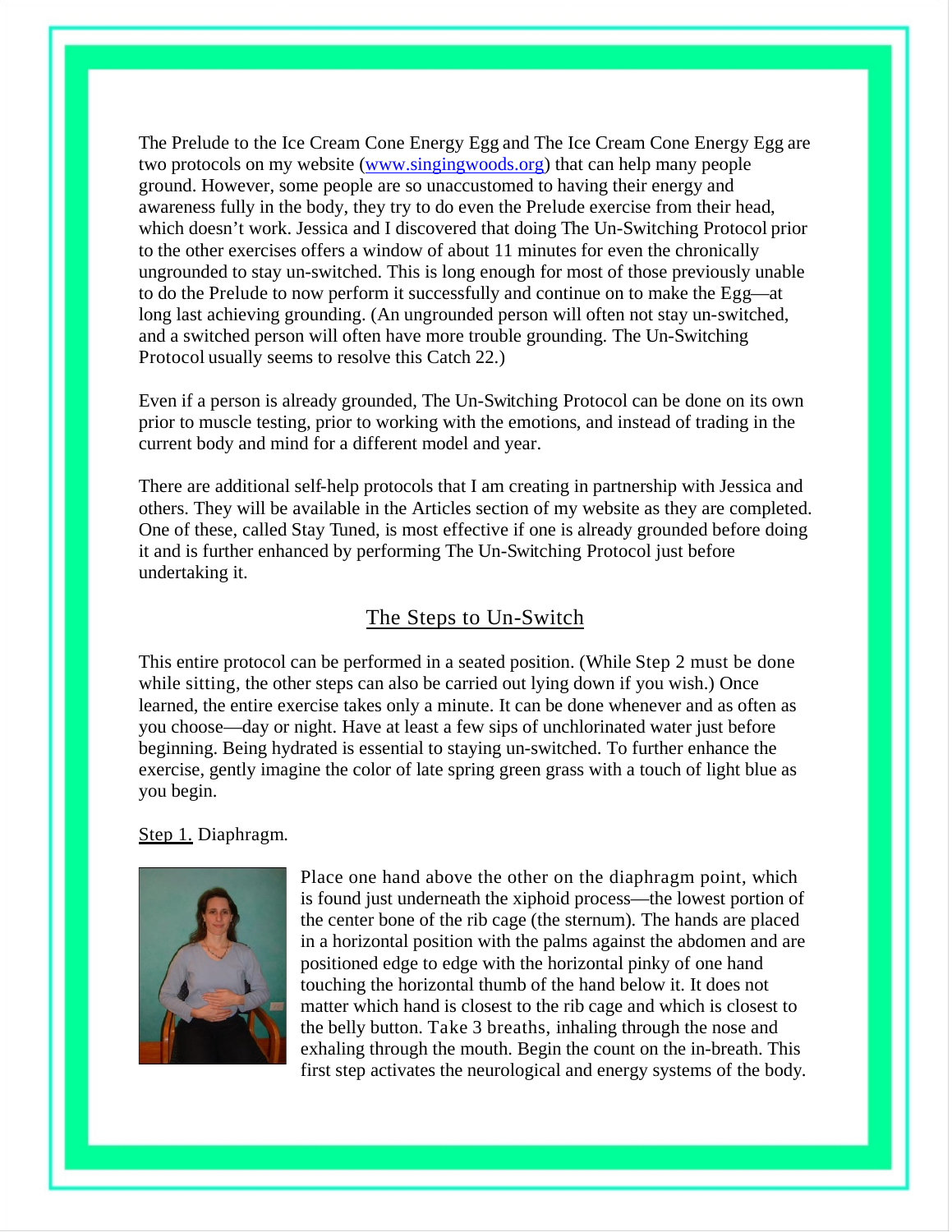The Prelude to the Ice Cream Cone Energy Egg and The Ice Cream Cone Energy Egg are two protocols on my website ([www.singingwoods.org](http://www.singingwoods.org)) that can help many people ground. However, some people are so unaccustomed to having their energy and awareness fully in the body, they try to do even the Prelude exercise from their head, which doesn't work. Jessica and I discovered that doing The Un-Switching Protocol prior to the other exercises offers a window of about 11 minutes for even the chronically ungrounded to stay un-switched. This is long enough for most of those previously unable to do the Prelude to now perform it successfully and continue on to make the Egg—at long last achieving grounding. (An ungrounded person will often not stay un-switched, and a switched person will often have more trouble grounding. The Un-Switching Protocol usually seems to resolve this Catch 22.)

Even if a person is already grounded, The Un-Switching Protocol can be done on its own prior to muscle testing, prior to working with the emotions, and instead of trading in the current body and mind for a different model and year.

There are additional self-help protocols that I am creating in partnership with Jessica and others. They will be available in the Articles section of my website as they are completed. One of these, called Stay Tuned, is most effective if one is already grounded before doing it and is further enhanced by performing The Un-Switching Protocol just before undertaking it.

## The Steps to Un-Switch

This entire protocol can be performed in a seated position. (While Step 2 must be done while sitting, the other steps can also be carried out lying down if you wish.) Once learned, the entire exercise takes only a minute. It can be done whenever and as often as you choose—day or night. Have at least a few sips of unchlorinated water just before beginning. Being hydrated is essential to staying un-switched. To further enhance the exercise, gently imagine the color of late spring green grass with a touch of light blue as you begin.

Step 1. Diaphragm.

Place one hand above the other on the diaphragm point, which is found just underneath the xiphoid process—the lowest portion of the center bone of the rib cage (the sternum). The hands are placed in a horizontal position with the palms against the abdomen and are positioned edge to edge with the horizontal pinky of one hand touching the horizontal thumb of the hand below it. It does not matter which hand is closest to the rib cage and which is closest to the belly button. Take 3 breaths, inhaling through the nose and exhaling through the mouth. Begin the count on the in-breath. This first step activates the neurological and energy systems of the body.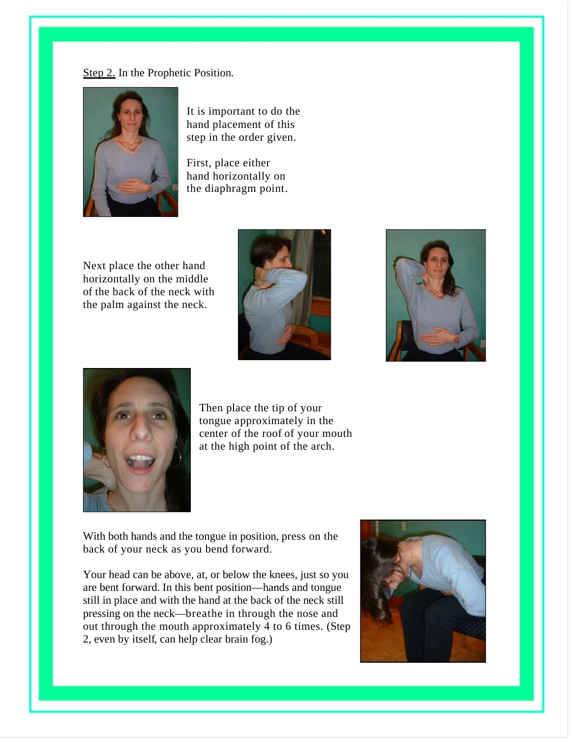<u>Step 2.</u> In the Prophetic Position.

It is important to do the hand placement of this step in the order given.

First, place either hand horizontally on the diaphragm point.

Next place the other hand horizontally on the middle of the back of the neck with the palm against the neck.

Then place the tip of your tongue approximately in the center of the roof of your mouth at the high point of the arch.

With both hands and the tongue in position, press on the back of your neck as you bend forward.

Your head can be above, at, or below the knees, just so you are bent forward. In this bent position—hands and tongue still in place and with the hand at the back of the neck still pressing on the neck—breathe in through the nose and out through the mouth approximately 4 to 6 times. (Step 2, even by itself, can help clear brain fog.)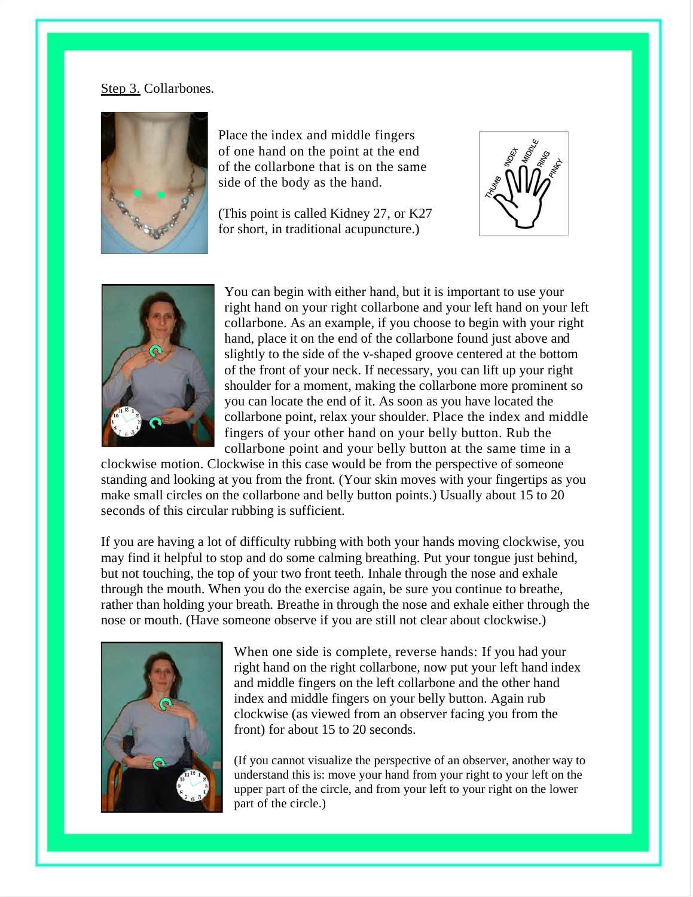Step 3. Collarbones.

Place the index and middle fingers of one hand on the point at the end of the collarbone that is on the same side of the body as the hand.

(This point is called Kidney 27, or K27 for short, in traditional acupuncture.)

You can begin with either hand, but it is important to use your right hand on your right collarbone and your left hand on your left collarbone. As an example, if you choose to begin with your right hand, place it on the end of the collarbone found just above and slightly to the side of the v-shaped groove centered at the bottom of the front of your neck. If necessary, you can lift up your right shoulder for a moment, making the collarbone more prominent so you can locate the end of it. As soon as you have located the collarbone point, relax your shoulder. Place the index and middle fingers of your other hand on your belly button. Rub the collarbone point and your belly button at the same time in a clockwise motion. Clockwise in this case would be from the perspective of someone standing and looking at you from the front. (Your skin moves with your fingertips as you make small circles on the collarbone and belly button points.) Usually about 15 to 20 seconds of this circular rubbing is sufficient.

If you are having a lot of difficulty rubbing with both your hands moving clockwise, you may find it helpful to stop and do some calming breathing. Put your tongue just behind, but not touching, the top of your two front teeth. Inhale through the nose and exhale through the mouth. When you do the exercise again, be sure you continue to breathe, rather than holding your breath. Breathe in through the nose and exhale either through the nose or mouth. (Have someone observe if you are still not clear about clockwise.)

When one side is complete, reverse hands: If you had your right hand on the right collarbone, now put your left hand index and middle fingers on the left collarbone and the other hand index and middle fingers on your belly button. Again rub clockwise (as viewed from an observer facing you from the front) for about 15 to 20 seconds.

(If you cannot visualize the perspective of an observer, another way to understand this is: move your hand from your right to your left on the upper part of the circle, and from your left to your right on the lower part of the circle.)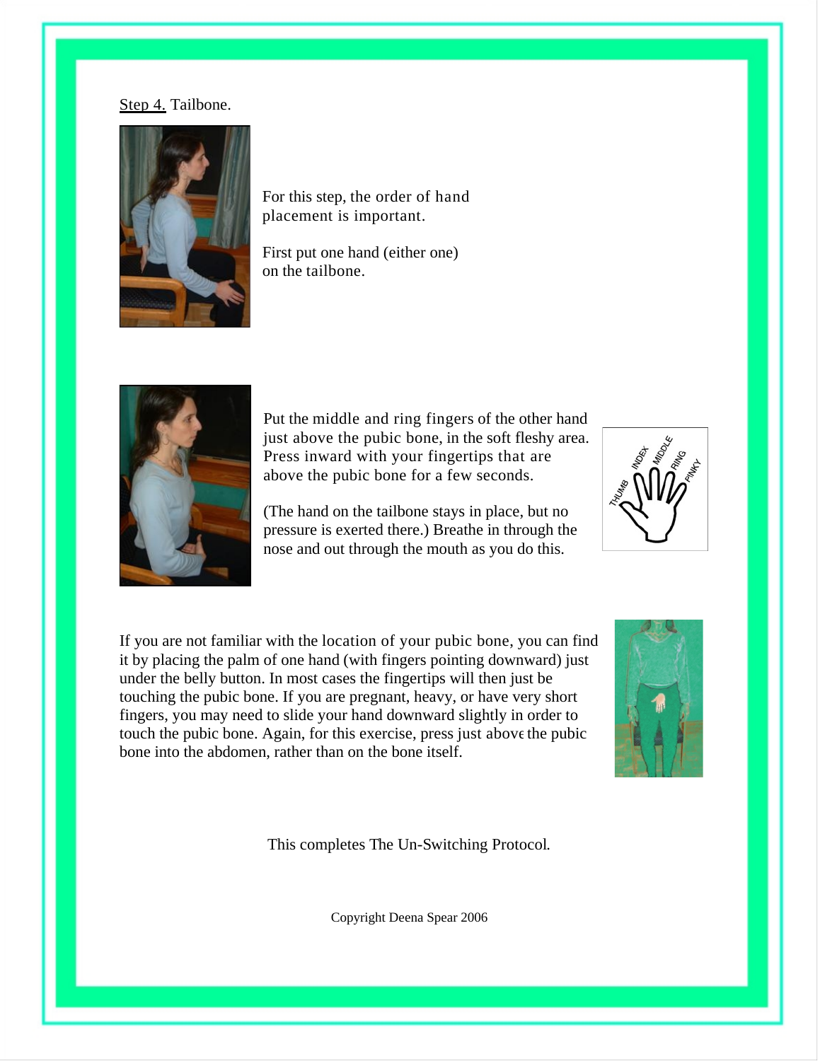<u>Step 4.</u> Tailbone.

For this step, the order of hand placement is important.

First put one hand (either one) on the tailbone.

Put the middle and ring fingers of the other hand just above the pubic bone, in the soft fleshy area. Press inward with your fingertips that are above the pubic bone for a few seconds.

(The hand on the tailbone stays in place, but no pressure is exerted there.) Breathe in through the nose and out through the mouth as you do this.

If you are not familiar with the location of your pubic bone, you can find it by placing the palm of one hand (with fingers pointing downward) just under the belly button. In most cases the fingertips will then just be touching the pubic bone. If you are pregnant, heavy, or have very short fingers, you may need to slide your hand downward slightly in order to touch the pubic bone. Again, for this exercise, press just above the pubic bone into the abdomen, rather than on the bone itself.

This completes The Un-Switching Protocol.

Copyright Deena Spear 2006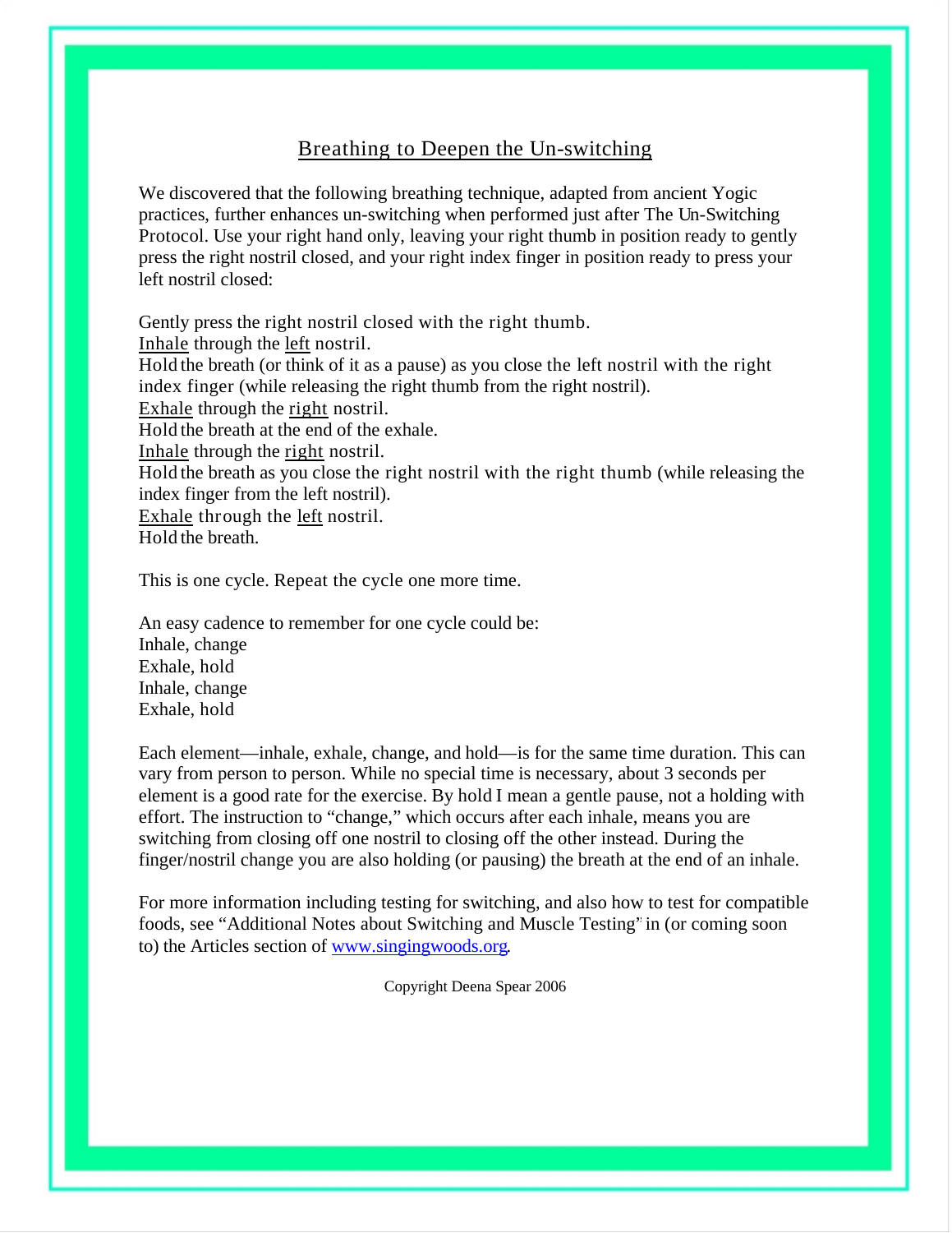## Breathing to Deepen the Un-switching

We discovered that the following breathing technique, adapted from ancient Yogic practices, further enhances un-switching when performed just after The Un-Switching Protocol. Use your right hand only, leaving your right thumb in position ready to gently press the right nostril closed, and your right index finger in position ready to press your left nostril closed:

Gently press the right nostril closed with the right thumb.
Inhale through the left nostril.
Hold the breath (or think of it as a pause) as you close the left nostril with the right index finger (while releasing the right thumb from the right nostril).
Exhale through the right nostril.
Hold the breath at the end of the exhale.
Inhale through the right nostril.
Hold the breath as you close the right nostril with the right thumb (while releasing the index finger from the left nostril).
Exhale through the left nostril.
Hold the breath.

This is one cycle. Repeat the cycle one more time.

An easy cadence to remember for one cycle could be:
Inhale, change
Exhale, hold
Inhale, change
Exhale, hold

Each element—inhale, exhale, change, and hold—is for the same time duration. This can vary from person to person. While no special time is necessary, about 3 seconds per element is a good rate for the exercise. By hold I mean a gentle pause, not a holding with effort. The instruction to "change," which occurs after each inhale, means you are switching from closing off one nostril to closing off the other instead. During the finger/nostril change you are also holding (or pausing) the breath at the end of an inhale.

For more information including testing for switching, and also how to test for compatible foods, see "Additional Notes about Switching and Muscle Testing" in (or coming soon to) the Articles section of www.singingwoods.org.

Copyright Deena Spear 2006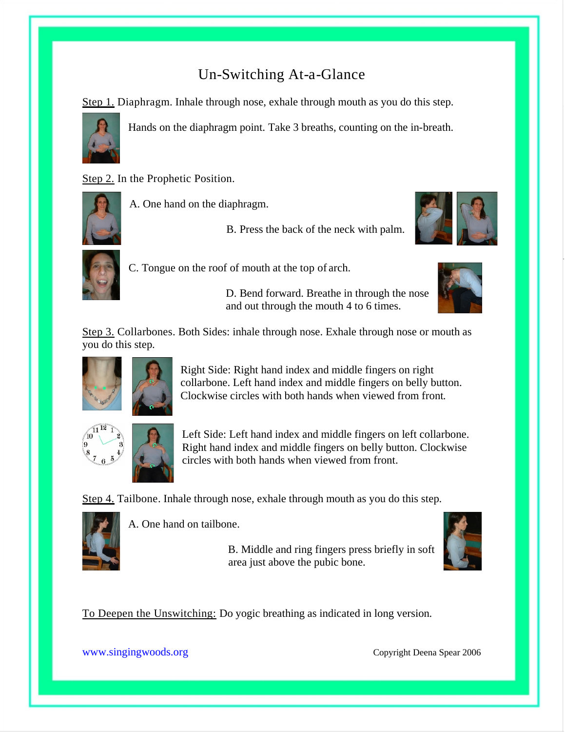# Un-Switching At-a-Glance

Step 1. Diaphragm. Inhale through nose, exhale through mouth as you do this step.

Hands on the diaphragm point. Take 3 breaths, counting on the in-breath.

Step 2. In the Prophetic Position.

A. One hand on the diaphragm.

B. Press the back of the neck with palm.

C. Tongue on the roof of mouth at the top of arch.

D. Bend forward. Breathe in through the nose and out through the mouth 4 to 6 times.

Step 3. Collarbones. Both Sides: inhale through nose. Exhale through nose or mouth as you do this step.

Right Side: Right hand index and middle fingers on right collarbone. Left hand index and middle fingers on belly button. Clockwise circles with both hands when viewed from front.

Left Side: Left hand index and middle fingers on left collarbone. Right hand index and middle fingers on belly button. Clockwise circles with both hands when viewed from front.

Step 4. Tailbone. Inhale through nose, exhale through mouth as you do this step.

A. One hand on tailbone.

B. Middle and ring fingers press briefly in soft area just above the pubic bone.

To Deepen the Unswitching: Do yogic breathing as indicated in long version.

www.singingwoods.org

Copyright Deena Spear 2006